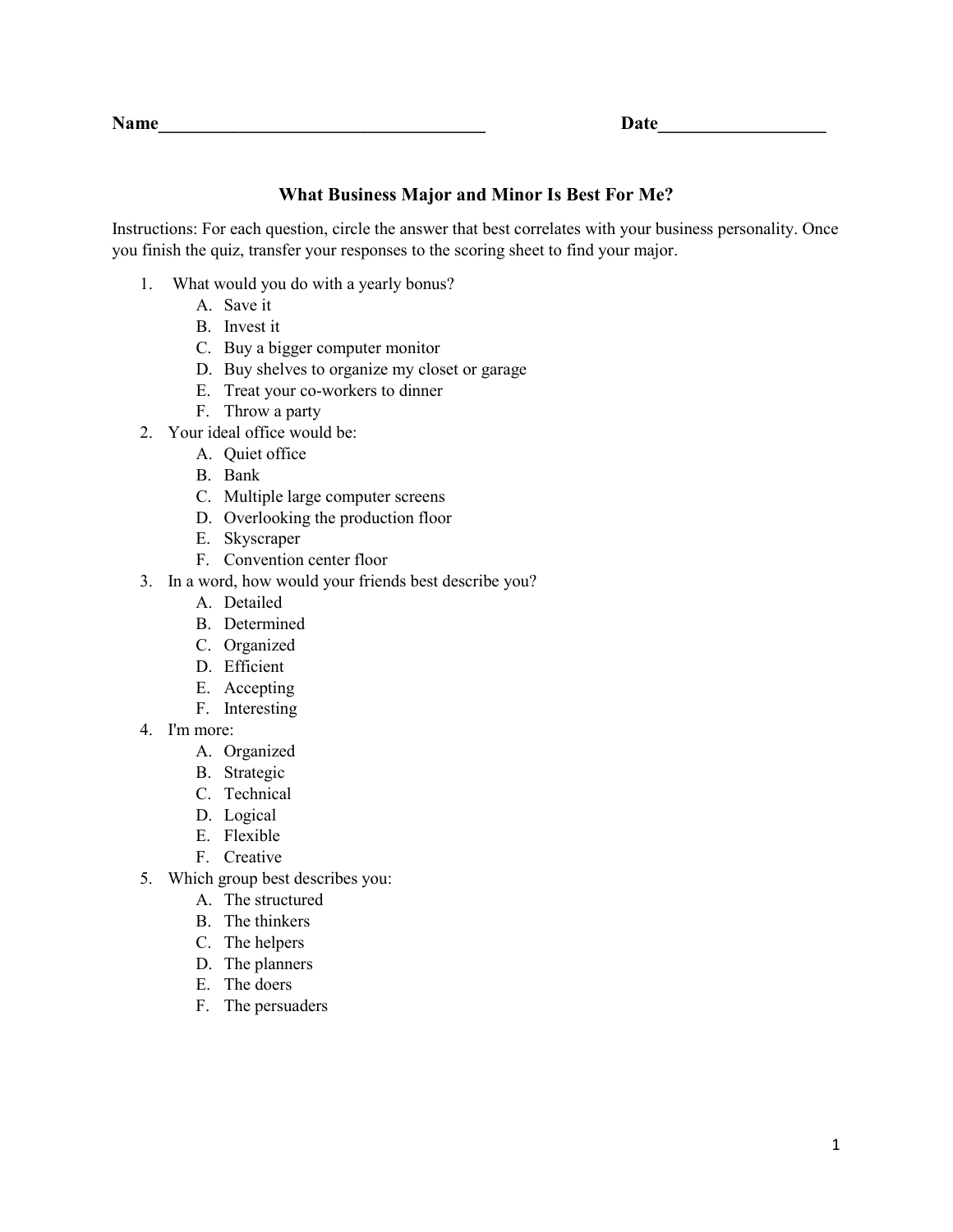**Name**___________________________________ **Date**__________________

## What Business Major and Minor Is Best For Me?

Instructions: For each question, circle the answer that best correlates with your business personality. Once you finish the quiz, transfer your responses to the scoring sheet to find your major.

1. What would you do with a yearly bonus?
    - A. Save it
    - B. Invest it
    - C. Buy a bigger computer monitor
    - D. Buy shelves to organize my closet or garage
    - E. Treat your co-workers to dinner
    - F. Throw a party
2. Your ideal office would be:
    - A. Quiet office
    - B. Bank
    - C. Multiple large computer screens
    - D. Overlooking the production floor
    - E. Skyscraper
    - F. Convention center floor
3. In a word, how would your friends best describe you?
    - A. Detailed
    - B. Determined
    - C. Organized
    - D. Efficient
    - E. Accepting
    - F. Interesting
4. I'm more:
    - A. Organized
    - B. Strategic
    - C. Technical
    - D. Logical
    - E. Flexible
    - F. Creative
5. Which group best describes you:
    - A. The structured
    - B. The thinkers
    - C. The helpers
    - D. The planners
    - E. The doers
    - F. The persuaders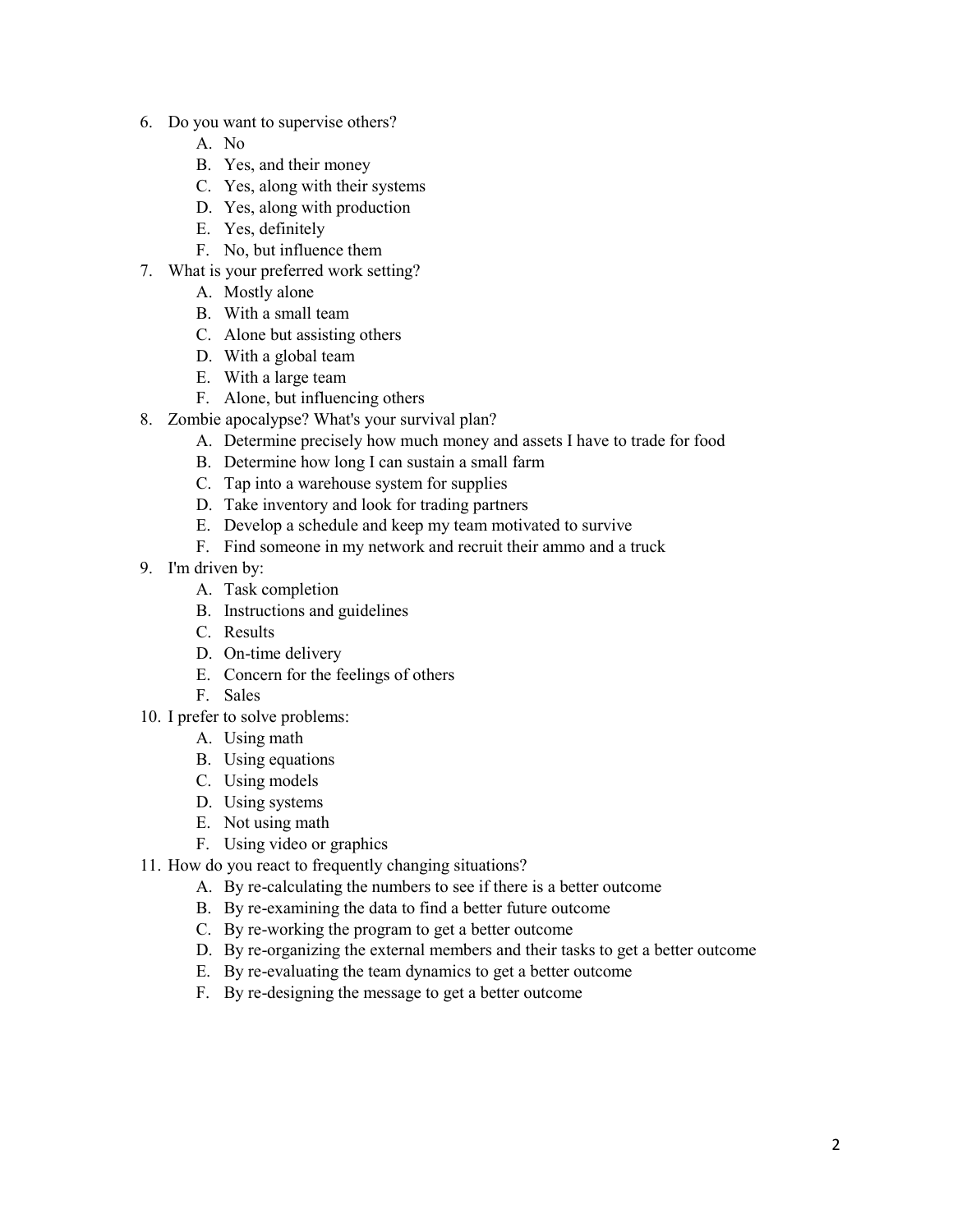6. Do you want to supervise others?
    A. No
    B. Yes, and their money
    C. Yes, along with their systems
    D. Yes, along with production
    E. Yes, definitely
    F. No, but influence them
7. What is your preferred work setting?
    A. Mostly alone
    B. With a small team
    C. Alone but assisting others
    D. With a global team
    E. With a large team
    F. Alone, but influencing others
8. Zombie apocalypse? What's your survival plan?
    A. Determine precisely how much money and assets I have to trade for food
    B. Determine how long I can sustain a small farm
    C. Tap into a warehouse system for supplies
    D. Take inventory and look for trading partners
    E. Develop a schedule and keep my team motivated to survive
    F. Find someone in my network and recruit their ammo and a truck
9. I'm driven by:
    A. Task completion
    B. Instructions and guidelines
    C. Results
    D. On-time delivery
    E. Concern for the feelings of others
    F. Sales
10. I prefer to solve problems:
    A. Using math
    B. Using equations
    C. Using models
    D. Using systems
    E. Not using math
    F. Using video or graphics
11. How do you react to frequently changing situations?
    A. By re-calculating the numbers to see if there is a better outcome
    B. By re-examining the data to find a better future outcome
    C. By re-working the program to get a better outcome
    D. By re-organizing the external members and their tasks to get a better outcome
    E. By re-evaluating the team dynamics to get a better outcome
    F. By re-designing the message to get a better outcome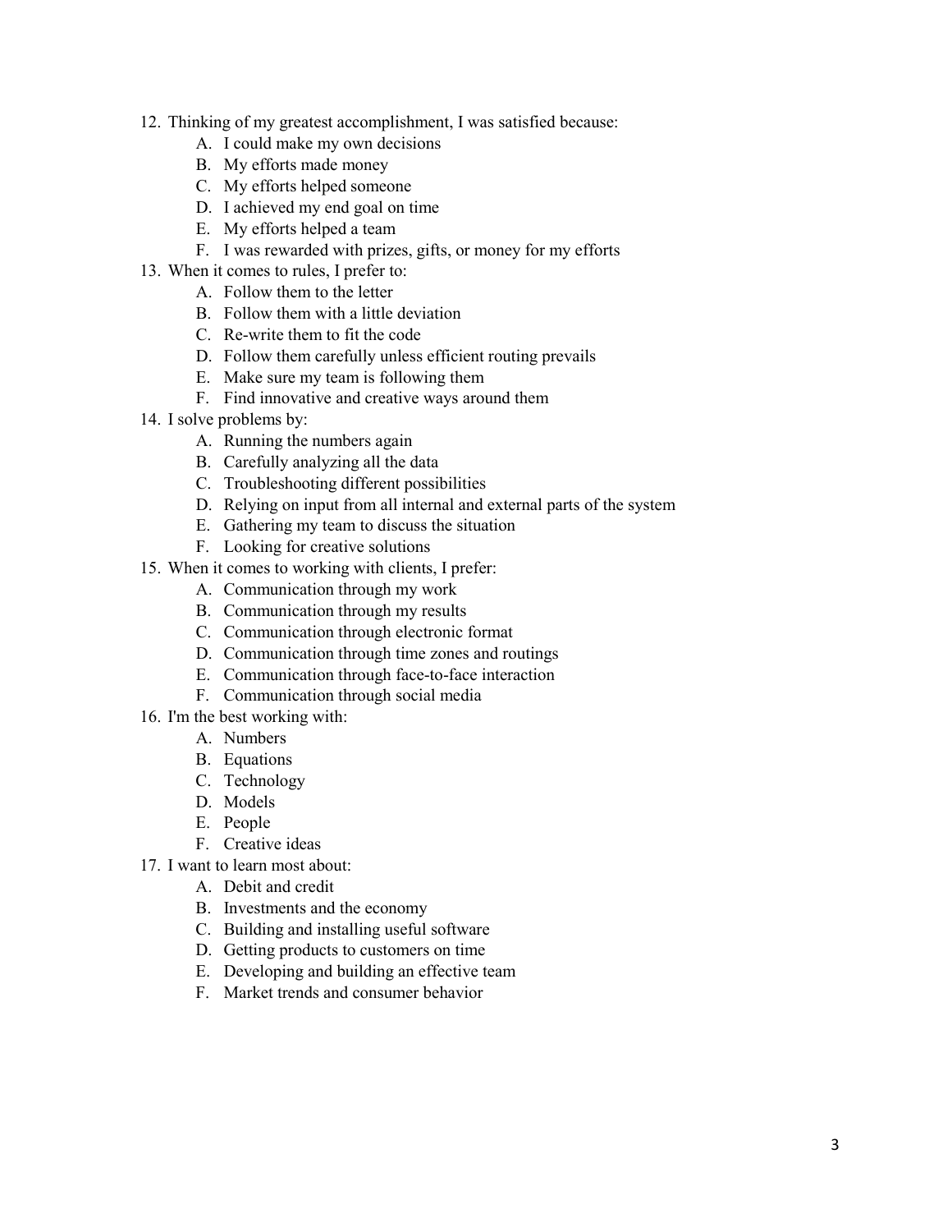12. Thinking of my greatest accomplishment, I was satisfied because:
    A. I could make my own decisions
    B. My efforts made money
    C. My efforts helped someone
    D. I achieved my end goal on time
    E. My efforts helped a team
    F. I was rewarded with prizes, gifts, or money for my efforts
13. When it comes to rules, I prefer to:
    A. Follow them to the letter
    B. Follow them with a little deviation
    C. Re-write them to fit the code
    D. Follow them carefully unless efficient routing prevails
    E. Make sure my team is following them
    F. Find innovative and creative ways around them
14. I solve problems by:
    A. Running the numbers again
    B. Carefully analyzing all the data
    C. Troubleshooting different possibilities
    D. Relying on input from all internal and external parts of the system
    E. Gathering my team to discuss the situation
    F. Looking for creative solutions
15. When it comes to working with clients, I prefer:
    A. Communication through my work
    B. Communication through my results
    C. Communication through electronic format
    D. Communication through time zones and routings
    E. Communication through face-to-face interaction
    F. Communication through social media
16. I'm the best working with:
    A. Numbers
    B. Equations
    C. Technology
    D. Models
    E. People
    F. Creative ideas
17. I want to learn most about:
    A. Debit and credit
    B. Investments and the economy
    C. Building and installing useful software
    D. Getting products to customers on time
    E. Developing and building an effective team
    F. Market trends and consumer behavior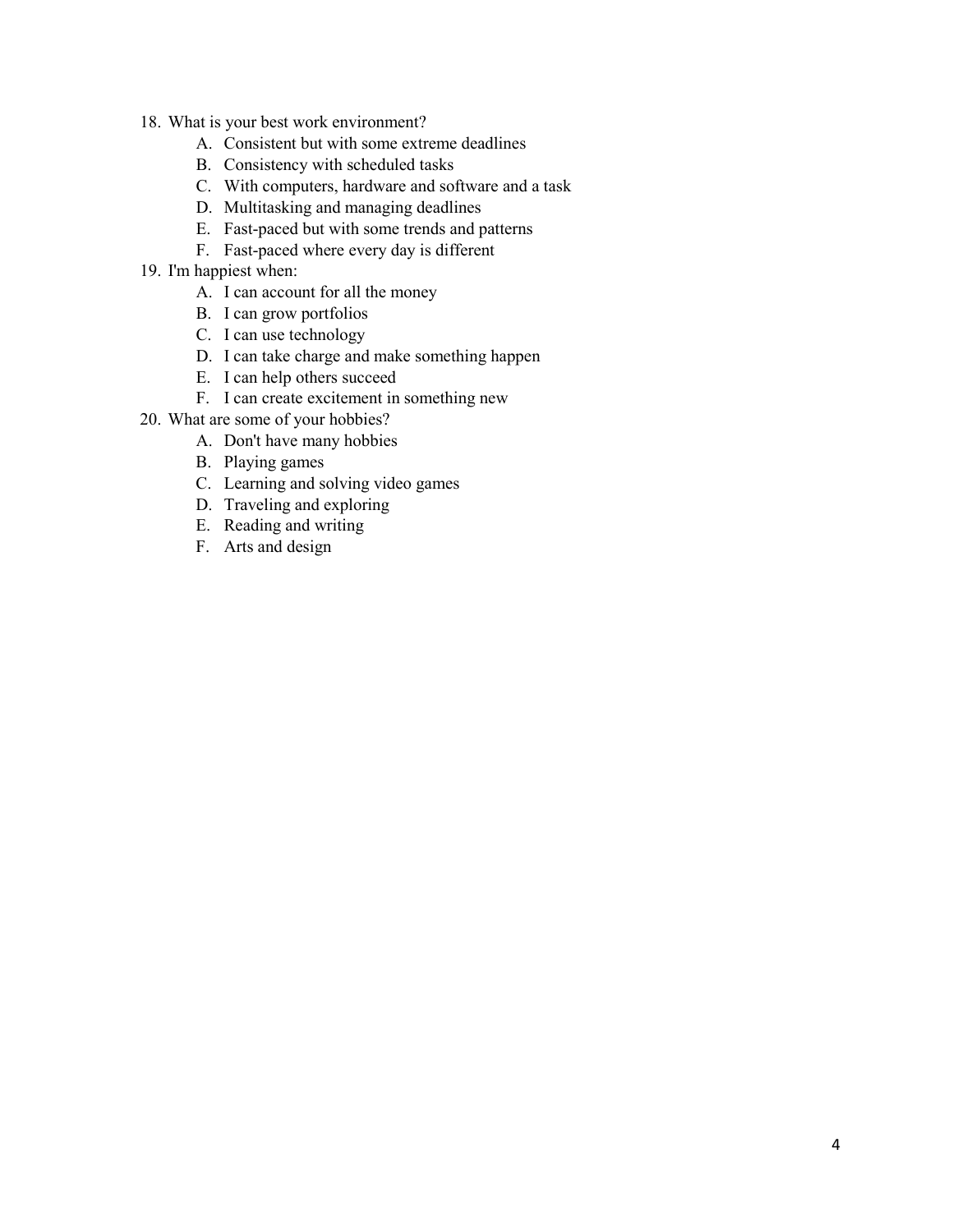18. What is your best work environment?
    A. Consistent but with some extreme deadlines
    B. Consistency with scheduled tasks
    C. With computers, hardware and software and a task
    D. Multitasking and managing deadlines
    E. Fast-paced but with some trends and patterns
    F. Fast-paced where every day is different
19. I'm happiest when:
    A. I can account for all the money
    B. I can grow portfolios
    C. I can use technology
    D. I can take charge and make something happen
    E. I can help others succeed
    F. I can create excitement in something new
20. What are some of your hobbies?
    A. Don't have many hobbies
    B. Playing games
    C. Learning and solving video games
    D. Traveling and exploring
    E. Reading and writing
    F. Arts and design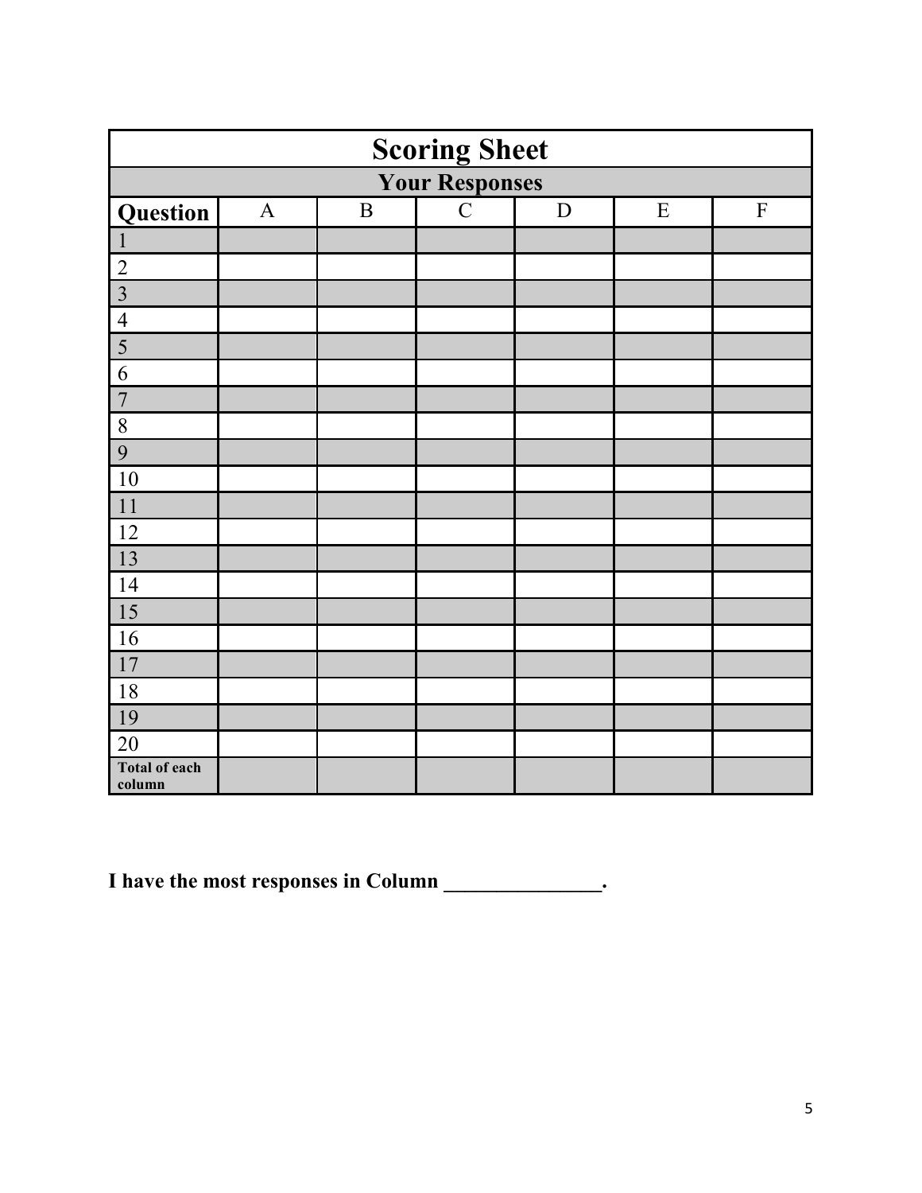# Scoring Sheet

## Your Responses

| Question | A | B | C | D | E | F |
|---|---|---|---|---|---|---|
| 1 | | | | | | |
| 2 | | | | | | |
| 3 | | | | | | |
| 4 | | | | | | |
| 5 | | | | | | |
| 6 | | | | | | |
| 7 | | | | | | |
| 8 | | | | | | |
| 9 | | | | | | |
| 10 | | | | | | |
| 11 | | | | | | |
| 12 | | | | | | |
| 13 | | | | | | |
| 14 | | | | | | |
| 15 | | | | | | |
| 16 | | | | | | |
| 17 | | | | | | |
| 18 | | | | | | |
| 19 | | | | | | |
| 20 | | | | | | |
| **Total of each column** | | | | | | |

**I have the most responses in Column _______________.**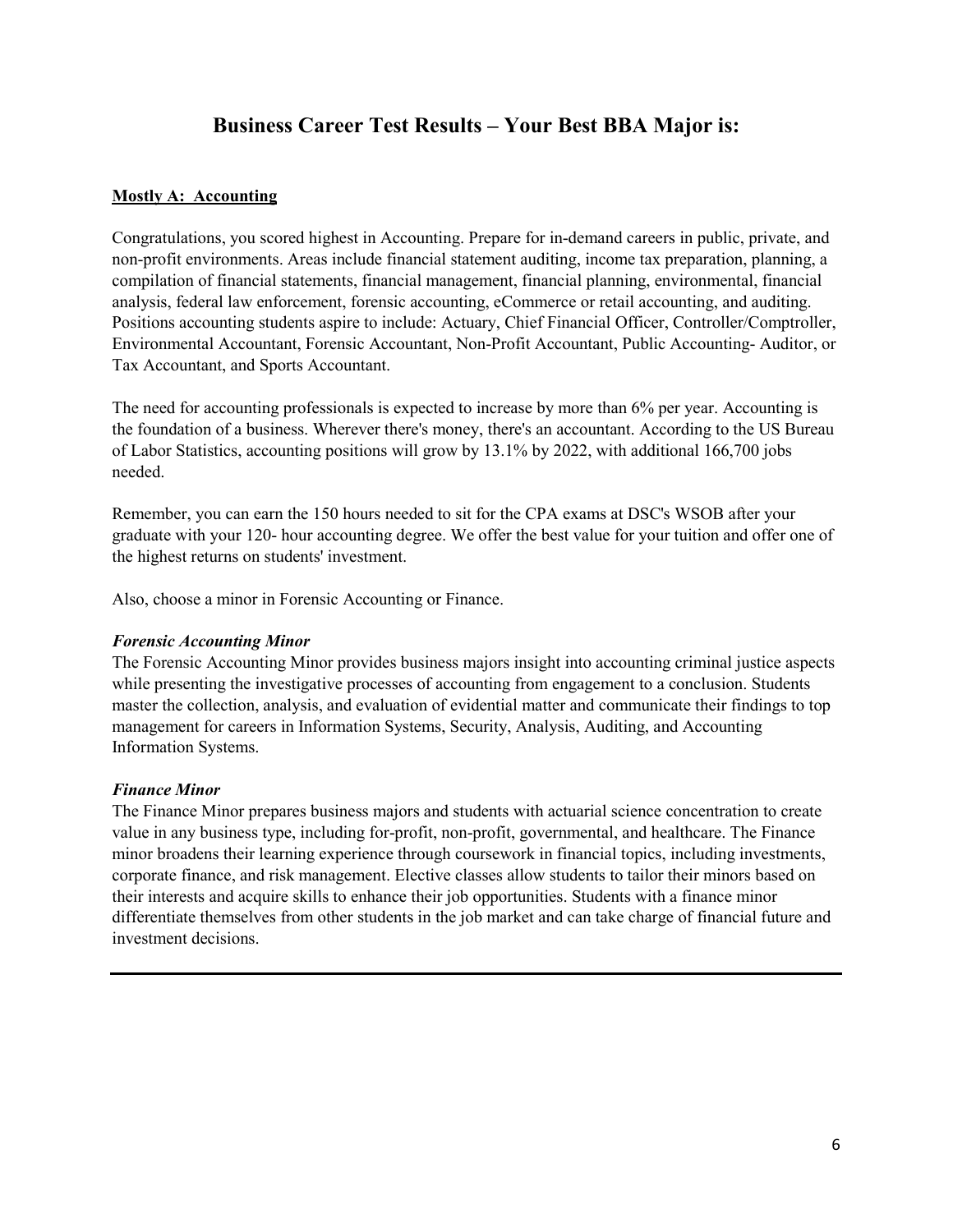# Business Career Test Results – Your Best BBA Major is:

**Mostly A: Accounting**

Congratulations, you scored highest in Accounting. Prepare for in-demand careers in public, private, and non-profit environments. Areas include financial statement auditing, income tax preparation, planning, a compilation of financial statements, financial management, financial planning, environmental, financial analysis, federal law enforcement, forensic accounting, eCommerce or retail accounting, and auditing. Positions accounting students aspire to include: Actuary, Chief Financial Officer, Controller/Comptroller, Environmental Accountant, Forensic Accountant, Non-Profit Accountant, Public Accounting- Auditor, or Tax Accountant, and Sports Accountant.

The need for accounting professionals is expected to increase by more than 6% per year. Accounting is the foundation of a business. Wherever there's money, there's an accountant. According to the US Bureau of Labor Statistics, accounting positions will grow by 13.1% by 2022, with additional 166,700 jobs needed.

Remember, you can earn the 150 hours needed to sit for the CPA exams at DSC's WSOB after your graduate with your 120- hour accounting degree. We offer the best value for your tuition and offer one of the highest returns on students' investment.

Also, choose a minor in Forensic Accounting or Finance.

***Forensic Accounting Minor***

The Forensic Accounting Minor provides business majors insight into accounting criminal justice aspects while presenting the investigative processes of accounting from engagement to a conclusion. Students master the collection, analysis, and evaluation of evidential matter and communicate their findings to top management for careers in Information Systems, Security, Analysis, Auditing, and Accounting Information Systems.

***Finance Minor***

The Finance Minor prepares business majors and students with actuarial science concentration to create value in any business type, including for-profit, non-profit, governmental, and healthcare. The Finance minor broadens their learning experience through coursework in financial topics, including investments, corporate finance, and risk management. Elective classes allow students to tailor their minors based on their interests and acquire skills to enhance their job opportunities. Students with a finance minor differentiate themselves from other students in the job market and can take charge of financial future and investment decisions.

---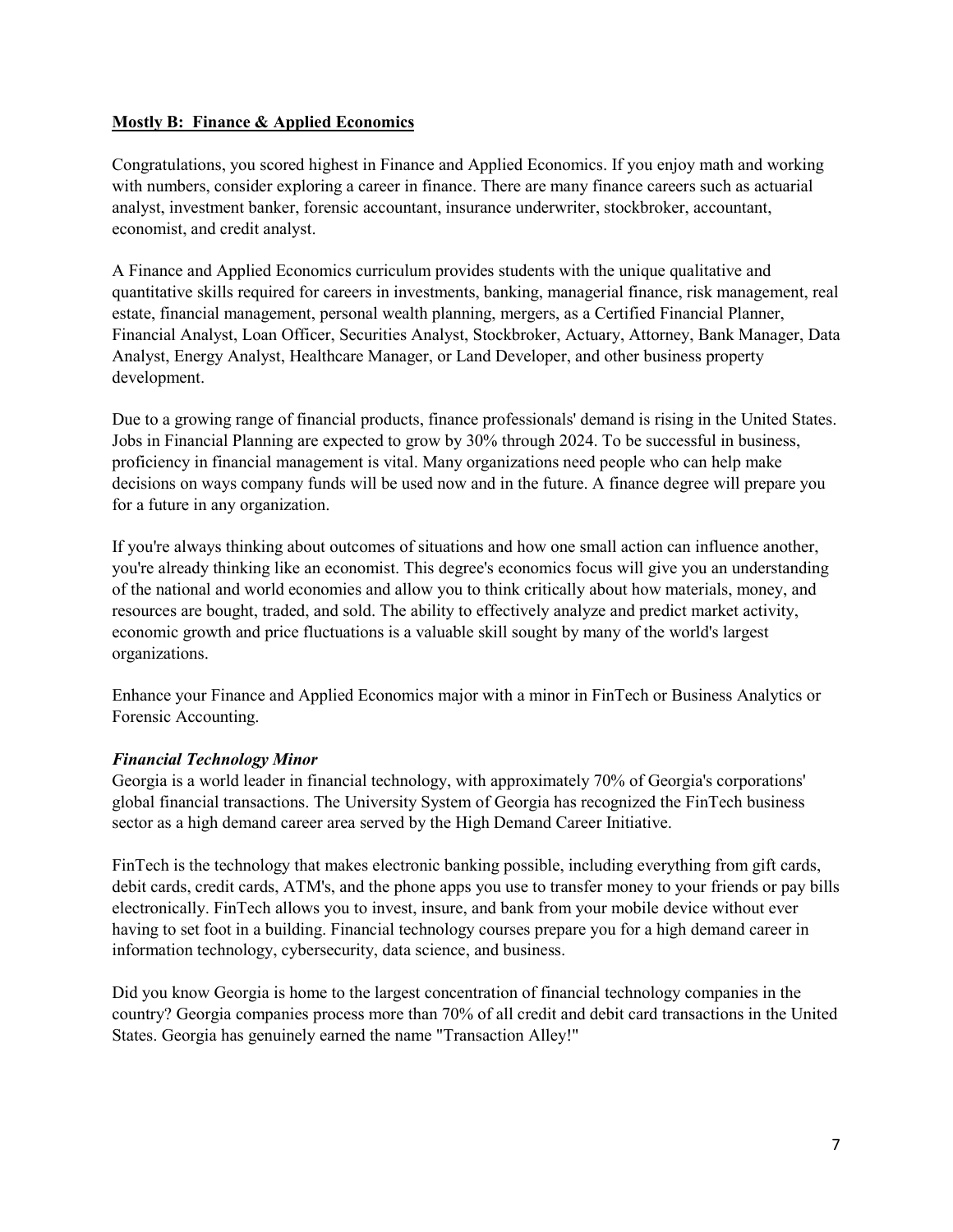## **Mostly B: Finance & Applied Economics**

Congratulations, you scored highest in Finance and Applied Economics. If you enjoy math and working with numbers, consider exploring a career in finance. There are many finance careers such as actuarial analyst, investment banker, forensic accountant, insurance underwriter, stockbroker, accountant, economist, and credit analyst.

A Finance and Applied Economics curriculum provides students with the unique qualitative and quantitative skills required for careers in investments, banking, managerial finance, risk management, real estate, financial management, personal wealth planning, mergers, as a Certified Financial Planner, Financial Analyst, Loan Officer, Securities Analyst, Stockbroker, Actuary, Attorney, Bank Manager, Data Analyst, Energy Analyst, Healthcare Manager, or Land Developer, and other business property development.

Due to a growing range of financial products, finance professionals' demand is rising in the United States. Jobs in Financial Planning are expected to grow by 30% through 2024. To be successful in business, proficiency in financial management is vital. Many organizations need people who can help make decisions on ways company funds will be used now and in the future. A finance degree will prepare you for a future in any organization.

If you're always thinking about outcomes of situations and how one small action can influence another, you're already thinking like an economist. This degree's economics focus will give you an understanding of the national and world economies and allow you to think critically about how materials, money, and resources are bought, traded, and sold. The ability to effectively analyze and predict market activity, economic growth and price fluctuations is a valuable skill sought by many of the world's largest organizations.

Enhance your Finance and Applied Economics major with a minor in FinTech or Business Analytics or Forensic Accounting.

### ***Financial Technology Minor***

Georgia is a world leader in financial technology, with approximately 70% of Georgia's corporations' global financial transactions. The University System of Georgia has recognized the FinTech business sector as a high demand career area served by the High Demand Career Initiative.

FinTech is the technology that makes electronic banking possible, including everything from gift cards, debit cards, credit cards, ATM's, and the phone apps you use to transfer money to your friends or pay bills electronically. FinTech allows you to invest, insure, and bank from your mobile device without ever having to set foot in a building. Financial technology courses prepare you for a high demand career in information technology, cybersecurity, data science, and business.

Did you know Georgia is home to the largest concentration of financial technology companies in the country? Georgia companies process more than 70% of all credit and debit card transactions in the United States. Georgia has genuinely earned the name "Transaction Alley!"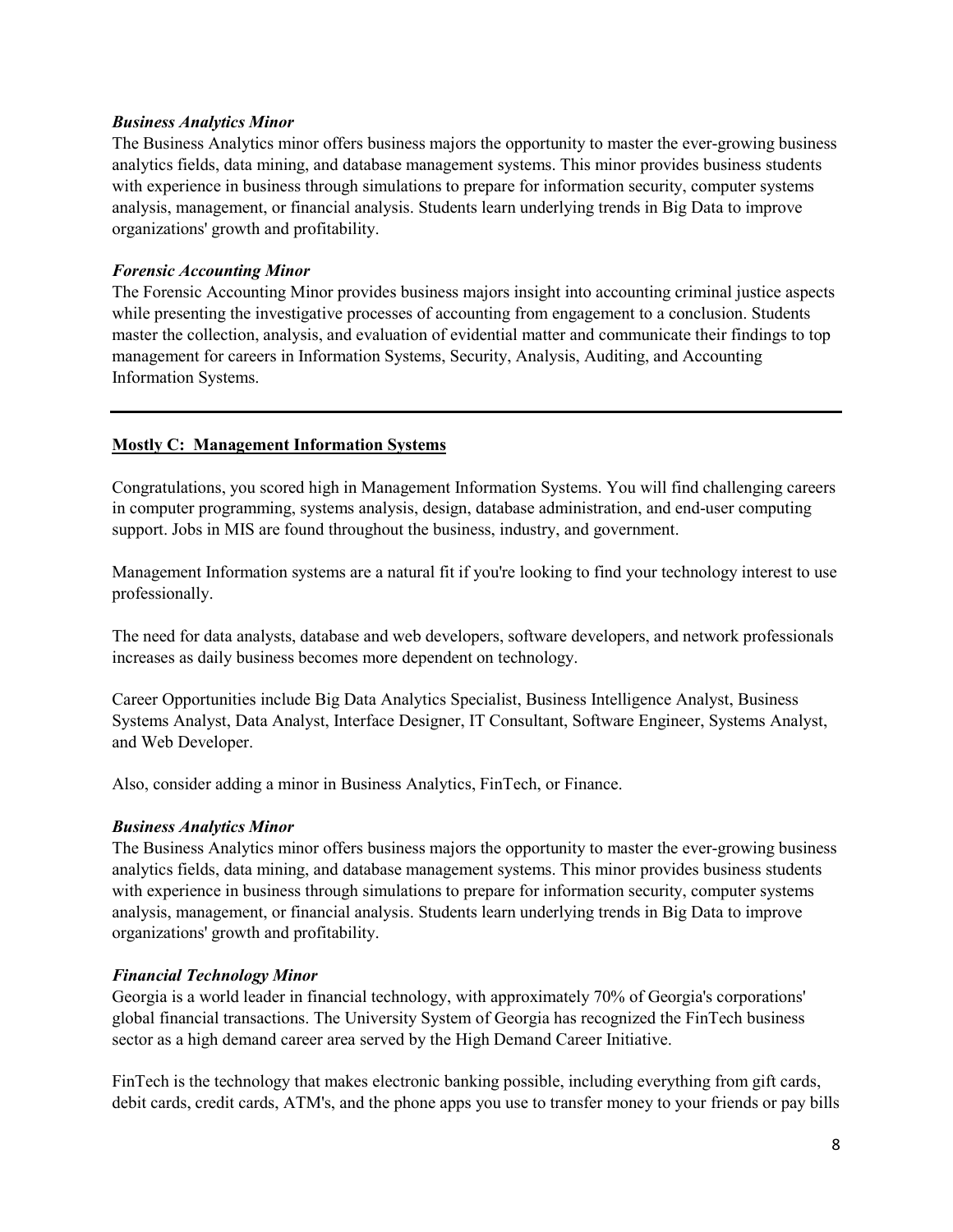*Business Analytics Minor*
The Business Analytics minor offers business majors the opportunity to master the ever-growing business analytics fields, data mining, and database management systems. This minor provides business students with experience in business through simulations to prepare for information security, computer systems analysis, management, or financial analysis. Students learn underlying trends in Big Data to improve organizations' growth and profitability.

*Forensic Accounting Minor*
The Forensic Accounting Minor provides business majors insight into accounting criminal justice aspects while presenting the investigative processes of accounting from engagement to a conclusion. Students master the collection, analysis, and evaluation of evidential matter and communicate their findings to top management for careers in Information Systems, Security, Analysis, Auditing, and Accounting Information Systems.

---

## Mostly C: Management Information Systems

Congratulations, you scored high in Management Information Systems. You will find challenging careers in computer programming, systems analysis, design, database administration, and end-user computing support. Jobs in MIS are found throughout the business, industry, and government.

Management Information systems are a natural fit if you're looking to find your technology interest to use professionally.

The need for data analysts, database and web developers, software developers, and network professionals increases as daily business becomes more dependent on technology.

Career Opportunities include Big Data Analytics Specialist, Business Intelligence Analyst, Business Systems Analyst, Data Analyst, Interface Designer, IT Consultant, Software Engineer, Systems Analyst, and Web Developer.

Also, consider adding a minor in Business Analytics, FinTech, or Finance.

*Business Analytics Minor*
The Business Analytics minor offers business majors the opportunity to master the ever-growing business analytics fields, data mining, and database management systems. This minor provides business students with experience in business through simulations to prepare for information security, computer systems analysis, management, or financial analysis. Students learn underlying trends in Big Data to improve organizations' growth and profitability.

*Financial Technology Minor*
Georgia is a world leader in financial technology, with approximately 70% of Georgia's corporations' global financial transactions. The University System of Georgia has recognized the FinTech business sector as a high demand career area served by the High Demand Career Initiative.

FinTech is the technology that makes electronic banking possible, including everything from gift cards, debit cards, credit cards, ATM's, and the phone apps you use to transfer money to your friends or pay bills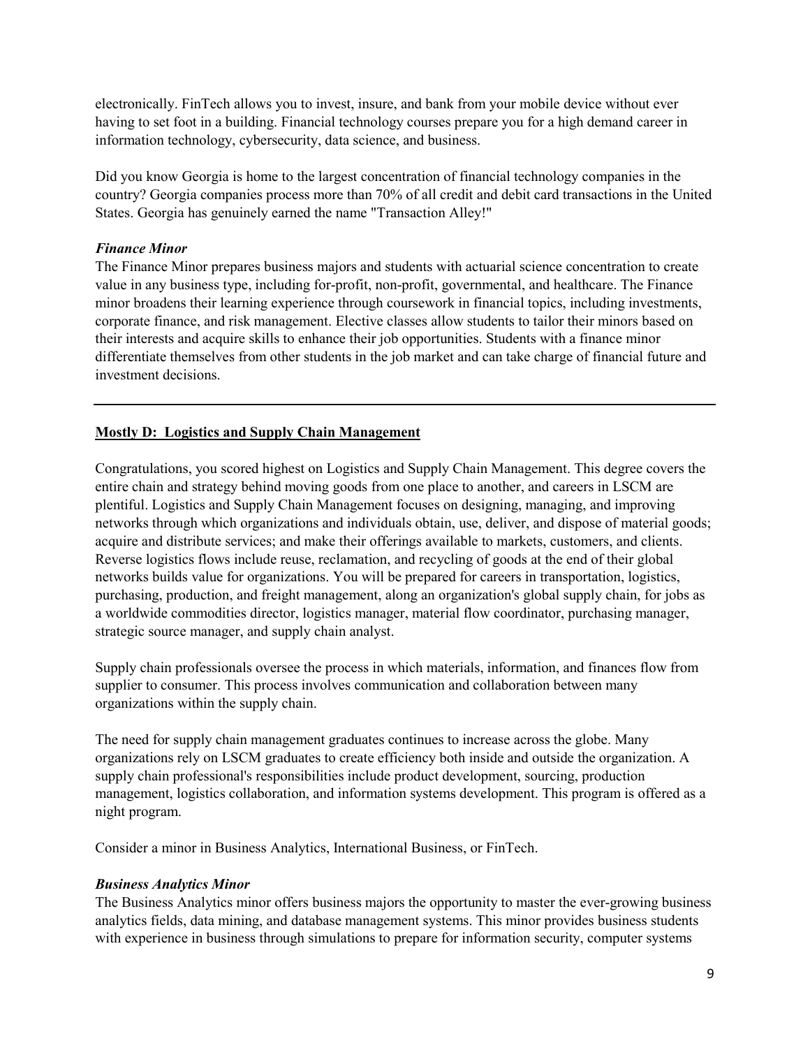electronically. FinTech allows you to invest, insure, and bank from your mobile device without ever having to set foot in a building. Financial technology courses prepare you for a high demand career in information technology, cybersecurity, data science, and business.

Did you know Georgia is home to the largest concentration of financial technology companies in the country? Georgia companies process more than 70% of all credit and debit card transactions in the United States. Georgia has genuinely earned the name "Transaction Alley!"

***Finance Minor***

The Finance Minor prepares business majors and students with actuarial science concentration to create value in any business type, including for-profit, non-profit, governmental, and healthcare. The Finance minor broadens their learning experience through coursework in financial topics, including investments, corporate finance, and risk management. Elective classes allow students to tailor their minors based on their interests and acquire skills to enhance their job opportunities. Students with a finance minor differentiate themselves from other students in the job market and can take charge of financial future and investment decisions.

---

## Mostly D: Logistics and Supply Chain Management

Congratulations, you scored highest on Logistics and Supply Chain Management. This degree covers the entire chain and strategy behind moving goods from one place to another, and careers in LSCM are plentiful. Logistics and Supply Chain Management focuses on designing, managing, and improving networks through which organizations and individuals obtain, use, deliver, and dispose of material goods; acquire and distribute services; and make their offerings available to markets, customers, and clients. Reverse logistics flows include reuse, reclamation, and recycling of goods at the end of their global networks builds value for organizations. You will be prepared for careers in transportation, logistics, purchasing, production, and freight management, along an organization's global supply chain, for jobs as a worldwide commodities director, logistics manager, material flow coordinator, purchasing manager, strategic source manager, and supply chain analyst.

Supply chain professionals oversee the process in which materials, information, and finances flow from supplier to consumer. This process involves communication and collaboration between many organizations within the supply chain.

The need for supply chain management graduates continues to increase across the globe. Many organizations rely on LSCM graduates to create efficiency both inside and outside the organization. A supply chain professional's responsibilities include product development, sourcing, production management, logistics collaboration, and information systems development. This program is offered as a night program.

Consider a minor in Business Analytics, International Business, or FinTech.

***Business Analytics Minor***

The Business Analytics minor offers business majors the opportunity to master the ever-growing business analytics fields, data mining, and database management systems. This minor provides business students with experience in business through simulations to prepare for information security, computer systems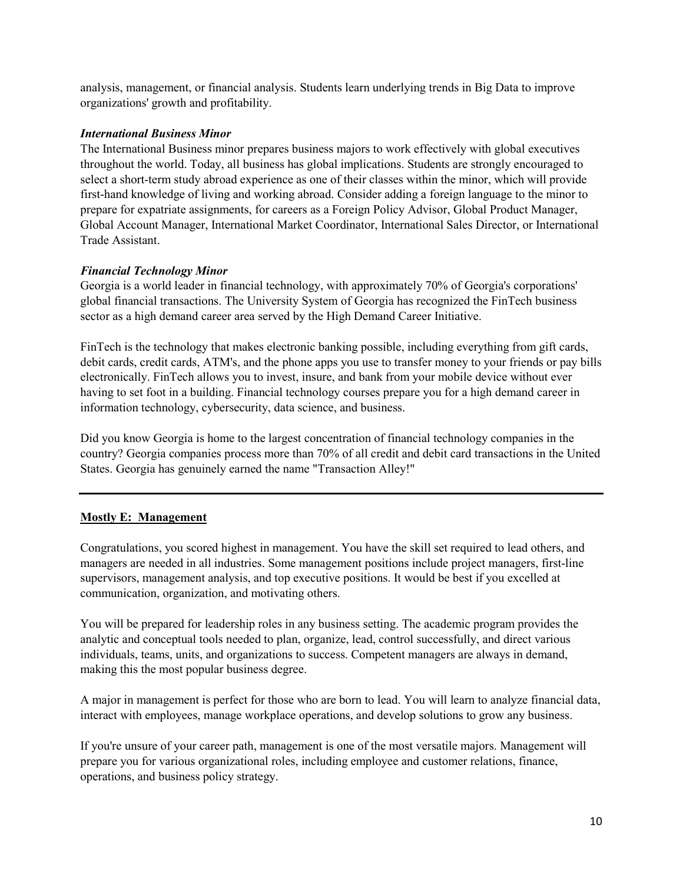analysis, management, or financial analysis. Students learn underlying trends in Big Data to improve organizations' growth and profitability.

***International Business Minor***

The International Business minor prepares business majors to work effectively with global executives throughout the world. Today, all business has global implications. Students are strongly encouraged to select a short-term study abroad experience as one of their classes within the minor, which will provide first-hand knowledge of living and working abroad. Consider adding a foreign language to the minor to prepare for expatriate assignments, for careers as a Foreign Policy Advisor, Global Product Manager, Global Account Manager, International Market Coordinator, International Sales Director, or International Trade Assistant.

***Financial Technology Minor***

Georgia is a world leader in financial technology, with approximately 70% of Georgia's corporations' global financial transactions. The University System of Georgia has recognized the FinTech business sector as a high demand career area served by the High Demand Career Initiative.

FinTech is the technology that makes electronic banking possible, including everything from gift cards, debit cards, credit cards, ATM's, and the phone apps you use to transfer money to your friends or pay bills electronically. FinTech allows you to invest, insure, and bank from your mobile device without ever having to set foot in a building. Financial technology courses prepare you for a high demand career in information technology, cybersecurity, data science, and business.

Did you know Georgia is home to the largest concentration of financial technology companies in the country? Georgia companies process more than 70% of all credit and debit card transactions in the United States. Georgia has genuinely earned the name "Transaction Alley!"

---

**Mostly E: Management**

Congratulations, you scored highest in management. You have the skill set required to lead others, and managers are needed in all industries. Some management positions include project managers, first-line supervisors, management analysis, and top executive positions. It would be best if you excelled at communication, organization, and motivating others.

You will be prepared for leadership roles in any business setting. The academic program provides the analytic and conceptual tools needed to plan, organize, lead, control successfully, and direct various individuals, teams, units, and organizations to success. Competent managers are always in demand, making this the most popular business degree.

A major in management is perfect for those who are born to lead. You will learn to analyze financial data, interact with employees, manage workplace operations, and develop solutions to grow any business.

If you're unsure of your career path, management is one of the most versatile majors. Management will prepare you for various organizational roles, including employee and customer relations, finance, operations, and business policy strategy.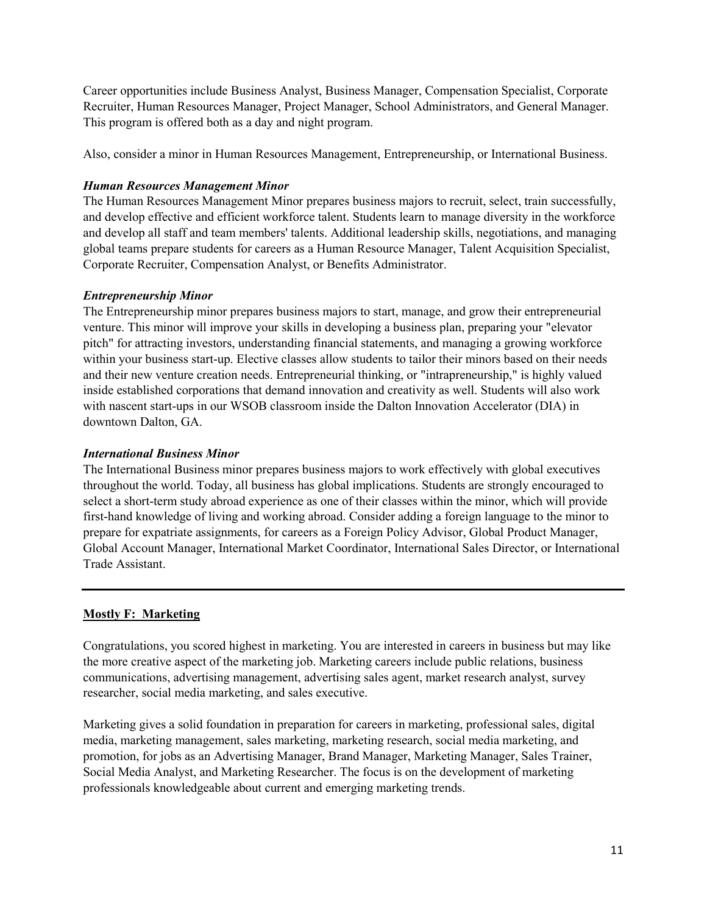Career opportunities include Business Analyst, Business Manager, Compensation Specialist, Corporate Recruiter, Human Resources Manager, Project Manager, School Administrators, and General Manager. This program is offered both as a day and night program.

Also, consider a minor in Human Resources Management, Entrepreneurship, or International Business.

***Human Resources Management Minor***

The Human Resources Management Minor prepares business majors to recruit, select, train successfully, and develop effective and efficient workforce talent. Students learn to manage diversity in the workforce and develop all staff and team members' talents. Additional leadership skills, negotiations, and managing global teams prepare students for careers as a Human Resource Manager, Talent Acquisition Specialist, Corporate Recruiter, Compensation Analyst, or Benefits Administrator.

***Entrepreneurship Minor***

The Entrepreneurship minor prepares business majors to start, manage, and grow their entrepreneurial venture. This minor will improve your skills in developing a business plan, preparing your "elevator pitch" for attracting investors, understanding financial statements, and managing a growing workforce within your business start-up. Elective classes allow students to tailor their minors based on their needs and their new venture creation needs. Entrepreneurial thinking, or "intrapreneurship," is highly valued inside established corporations that demand innovation and creativity as well. Students will also work with nascent start-ups in our WSOB classroom inside the Dalton Innovation Accelerator (DIA) in downtown Dalton, GA.

***International Business Minor***

The International Business minor prepares business majors to work effectively with global executives throughout the world. Today, all business has global implications. Students are strongly encouraged to select a short-term study abroad experience as one of their classes within the minor, which will provide first-hand knowledge of living and working abroad. Consider adding a foreign language to the minor to prepare for expatriate assignments, for careers as a Foreign Policy Advisor, Global Product Manager, Global Account Manager, International Market Coordinator, International Sales Director, or International Trade Assistant.

---

## Mostly F: Marketing

Congratulations, you scored highest in marketing. You are interested in careers in business but may like the more creative aspect of the marketing job. Marketing careers include public relations, business communications, advertising management, advertising sales agent, market research analyst, survey researcher, social media marketing, and sales executive.

Marketing gives a solid foundation in preparation for careers in marketing, professional sales, digital media, marketing management, sales marketing, marketing research, social media marketing, and promotion, for jobs as an Advertising Manager, Brand Manager, Marketing Manager, Sales Trainer, Social Media Analyst, and Marketing Researcher. The focus is on the development of marketing professionals knowledgeable about current and emerging marketing trends.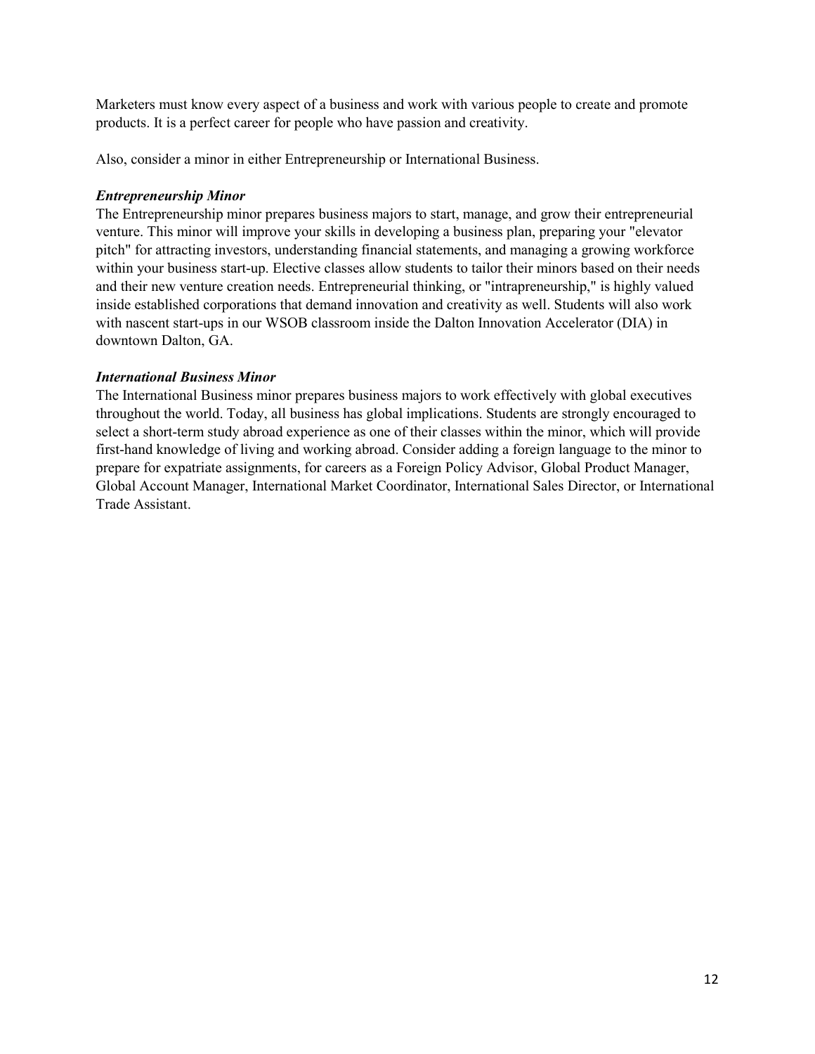Marketers must know every aspect of a business and work with various people to create and promote products. It is a perfect career for people who have passion and creativity.

Also, consider a minor in either Entrepreneurship or International Business.

***Entrepreneurship Minor***

The Entrepreneurship minor prepares business majors to start, manage, and grow their entrepreneurial venture. This minor will improve your skills in developing a business plan, preparing your "elevator pitch" for attracting investors, understanding financial statements, and managing a growing workforce within your business start-up. Elective classes allow students to tailor their minors based on their needs and their new venture creation needs. Entrepreneurial thinking, or "intrapreneurship," is highly valued inside established corporations that demand innovation and creativity as well. Students will also work with nascent start-ups in our WSOB classroom inside the Dalton Innovation Accelerator (DIA) in downtown Dalton, GA.

***International Business Minor***

The International Business minor prepares business majors to work effectively with global executives throughout the world. Today, all business has global implications. Students are strongly encouraged to select a short-term study abroad experience as one of their classes within the minor, which will provide first-hand knowledge of living and working abroad. Consider adding a foreign language to the minor to prepare for expatriate assignments, for careers as a Foreign Policy Advisor, Global Product Manager, Global Account Manager, International Market Coordinator, International Sales Director, or International Trade Assistant.